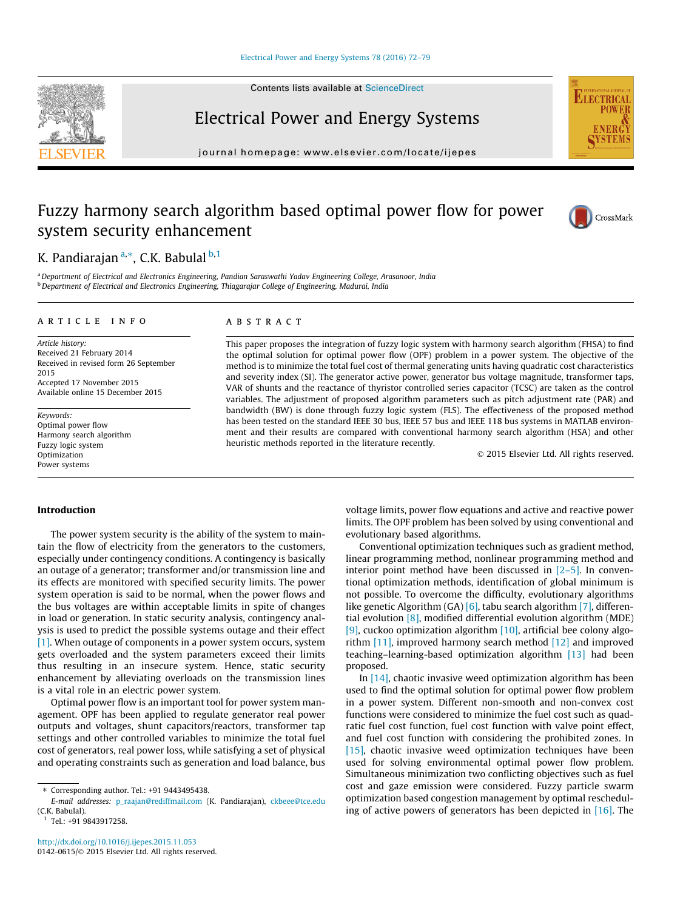# Fuzzy harmony search algorithm based optimal power flow for power system security enhancement

K. Pandiarajan [a,*], C.K. Babulal [b,1]

[a] Department of Electrical and Electronics Engineering, Pandian Saraswathi Yadav Engineering College, Arasanoor, India
[b] Department of Electrical and Electronics Engineering, Thiagarajar College of Engineering, Madurai, India

## ARTICLE INFO

*Article history:*
Received 21 February 2014
Received in revised form 26 September 2015
Accepted 17 November 2015
Available online 15 December 2015

*Keywords:*
Optimal power flow
Harmony search algorithm
Fuzzy logic system
Optimization
Power systems

## ABSTRACT

This paper proposes the integration of fuzzy logic system with harmony search algorithm (FHSA) to find the optimal solution for optimal power flow (OPF) problem in a power system. The objective of the method is to minimize the total fuel cost of thermal generating units having quadratic cost characteristics and severity index (SI). The generator active power, generator bus voltage magnitude, transformer taps, VAR of shunts and the reactance of thyristor controlled series capacitor (TCSC) are taken as the control variables. The adjustment of proposed algorithm parameters such as pitch adjustment rate (PAR) and bandwidth (BW) is done through fuzzy logic system (FLS). The effectiveness of the proposed method has been tested on the standard IEEE 30 bus, IEEE 57 bus and IEEE 118 bus systems in MATLAB environment and their results are compared with conventional harmony search algorithm (HSA) and other heuristic methods reported in the literature recently.

© 2015 Elsevier Ltd. All rights reserved.

## Introduction

The power system security is the ability of the system to maintain the flow of electricity from the generators to the customers, especially under contingency conditions. A contingency is basically an outage of a generator; transformer and/or transmission line and its effects are monitored with specified security limits. The power system operation is said to be normal, when the power flows and the bus voltages are within acceptable limits in spite of changes in load or generation. In static security analysis, contingency analysis is used to predict the possible systems outage and their effect [1]. When outage of components in a power system occurs, system gets overloaded and the system parameters exceed their limits thus resulting in an insecure system. Hence, static security enhancement by alleviating overloads on the transmission lines is a vital role in an electric power system.

Optimal power flow is an important tool for power system management. OPF has been applied to regulate generator real power outputs and voltages, shunt capacitors/reactors, transformer tap settings and other controlled variables to minimize the total fuel cost of generators, real power loss, while satisfying a set of physical and operating constraints such as generation and load balance, bus voltage limits, power flow equations and active and reactive power limits. The OPF problem has been solved by using conventional and evolutionary based algorithms.

Conventional optimization techniques such as gradient method, linear programming method, nonlinear programming method and interior point method have been discussed in [2–5]. In conventional optimization methods, identification of global minimum is not possible. To overcome the difficulty, evolutionary algorithms like genetic Algorithm (GA) [6], tabu search algorithm [7], differential evolution [8], modified differential evolution algorithm (MDE) [9], cuckoo optimization algorithm [10], artificial bee colony algorithm [11], improved harmony search method [12] and improved teaching–learning-based optimization algorithm [13] had been proposed.

In [14], chaotic invasive weed optimization algorithm has been used to find the optimal solution for optimal power flow problem in a power system. Different non-smooth and non-convex cost functions were considered to minimize the fuel cost such as quadratic fuel cost function, fuel cost function with valve point effect, and fuel cost function with considering the prohibited zones. In [15], chaotic invasive weed optimization techniques have been used for solving environmental optimal power flow problem. Simultaneous minimization two conflicting objectives such as fuel cost and gaze emission were considered. Fuzzy particle swarm optimization based congestion management by optimal rescheduling of active powers of generators has been depicted in [16]. The

---

* Corresponding author. Tel.: +91 9443495438.
*E-mail addresses:* p_raajan@rediffmail.com (K. Pandiarajan), ckbeee@tce.edu (C.K. Babulal).
[1] Tel.: +91 9843917258.

http://dx.doi.org/10.1016/j.ijepes.2015.11.053
0142-0615/© 2015 Elsevier Ltd. All rights reserved.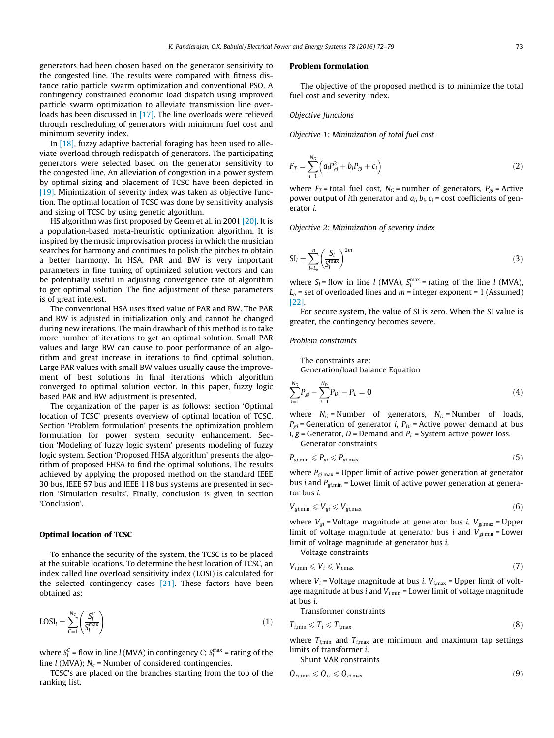generators had been chosen based on the generator sensitivity to the congested line. The results were compared with fitness distance ratio particle swarm optimization and conventional PSO. A contingency constrained economic load dispatch using improved particle swarm optimization to alleviate transmission line overloads has been discussed in [17]. The line overloads were relieved through rescheduling of generators with minimum fuel cost and minimum severity index.

In [18], fuzzy adaptive bacterial foraging has been used to alleviate overload through redispatch of generators. The participating generators were selected based on the generator sensitivity to the congested line. An alleviation of congestion in a power system by optimal sizing and placement of TCSC have been depicted in [19]. Minimization of severity index was taken as objective function. The optimal location of TCSC was done by sensitivity analysis and sizing of TCSC by using genetic algorithm.

HS algorithm was first proposed by Geem et al. in 2001 [20]. It is a population-based meta-heuristic optimization algorithm. It is inspired by the music improvisation process in which the musician searches for harmony and continues to polish the pitches to obtain a better harmony. In HSA, PAR and BW is very important parameters in fine tuning of optimized solution vectors and can be potentially useful in adjusting convergence rate of algorithm to get optimal solution. The fine adjustment of these parameters is of great interest.

The conventional HSA uses fixed value of PAR and BW. The PAR and BW is adjusted in initialization only and cannot be changed during new iterations. The main drawback of this method is to take more number of iterations to get an optimal solution. Small PAR values and large BW can cause to poor performance of an algorithm and great increase in iterations to find optimal solution. Large PAR values with small BW values usually cause the improvement of best solutions in final iterations which algorithm converged to optimal solution vector. In this paper, fuzzy logic based PAR and BW adjustment is presented.

The organization of the paper is as follows: section 'Optimal location of TCSC' presents overview of optimal location of TCSC. Section 'Problem formulation' presents the optimization problem formulation for power system security enhancement. Section 'Modeling of fuzzy logic system' presents modeling of fuzzy logic system. Section 'Proposed FHSA algorithm' presents the algorithm of proposed FHSA to find the optimal solutions. The results achieved by applying the proposed method on the standard IEEE 30 bus, IEEE 57 bus and IEEE 118 bus systems are presented in section 'Simulation results'. Finally, conclusion is given in section 'Conclusion'.

## Optimal location of TCSC

To enhance the security of the system, the TCSC is to be placed at the suitable locations. To determine the best location of TCSC, an index called line overload sensitivity index (LOSI) is calculated for the selected contingency cases [21]. These factors have been obtained as:

$$\mathrm{LOSI}_l = \sum_{C=1}^{N_C}\left(\frac{S_l^C}{S_l^{\max}}\right) \tag{1}$$

where $S_l^C$ = flow in line $l$ (MVA) in contingency $C$; $S_l^{\max}$ = rating of the line $l$ (MVA); $N_c$ = Number of considered contingencies.

TCSC's are placed on the branches starting from the top of the ranking list.

## Problem formulation

The objective of the proposed method is to minimize the total fuel cost and severity index.

*Objective functions*

*Objective 1: Minimization of total fuel cost*

$$F_T = \sum_{i=1}^{N_G}\left(a_i P_{gi}^2 + b_i P_{gi} + c_i\right) \tag{2}$$

where $F_T$ = total fuel cost, $N_G$ = number of generators, $P_{gi}$ = Active power output of $i$th generator and $a_i$, $b_i$, $c_i$ = cost coefficients of generator $i$.

*Objective 2: Minimization of severity index*

$$\mathrm{SI}_l = \sum_{l\in L_o}^{n}\left(\frac{S_l}{S_l^{\max}}\right)^{2m} \tag{3}$$

where $S_l$ = flow in line $l$ (MVA), $S_l^{\max}$ = rating of the line $l$ (MVA), $L_o$ = set of overloaded lines and $m$ = integer exponent = 1 (Assumed) [22].

For secure system, the value of SI is zero. When the SI value is greater, the contingency becomes severe.

*Problem constraints*

The constraints are:

Generation/load balance Equation

$$\sum_{i=1}^{N_G} P_{gi} - \sum_{i-1}^{N_D} P_{Di} - P_L = 0 \tag{4}$$

where $N_G$ = Number of generators, $N_D$ = Number of loads, $P_{gi}$ = Generation of generator $i$, $P_{Di}$ = Active power demand at bus $i$, $g$ = Generator, $D$ = Demand and $P_L$ = System active power loss.

Generator constraints

$$P_{gi,\min} \leqslant P_{gi} \leqslant P_{gi,\max} \tag{5}$$

where $P_{gi,\max}$ = Upper limit of active power generation at generator bus $i$ and $P_{gi,\min}$ = Lower limit of active power generation at generator bus $i$.

$$V_{gi,\min} \leqslant V_{gi} \leqslant V_{gi,\max} \tag{6}$$

where $V_{gi}$ = Voltage magnitude at generator bus $i$, $V_{gi,\max}$ = Upper limit of voltage magnitude at generator bus $i$ and $V_{gi,\min}$ = Lower limit of voltage magnitude at generator bus $i$.

Voltage constraints

$$V_{i,\min} \leqslant V_i \leqslant V_{i,\max} \tag{7}$$

where $V_i$ = Voltage magnitude at bus $i$, $V_{i,\max}$ = Upper limit of voltage magnitude at bus $i$ and $V_{i,\min}$ = Lower limit of voltage magnitude at bus $i$.

Transformer constraints

$$T_{i,\min} \leqslant T_i \leqslant T_{i,\max} \tag{8}$$

where $T_{i,\min}$ and $T_{i,\max}$ are minimum and maximum tap settings limits of transformer $i$.

Shunt VAR constraints

$$Q_{ci,\min} \leqslant Q_{ci} \leqslant Q_{ci,\max} \tag{9}$$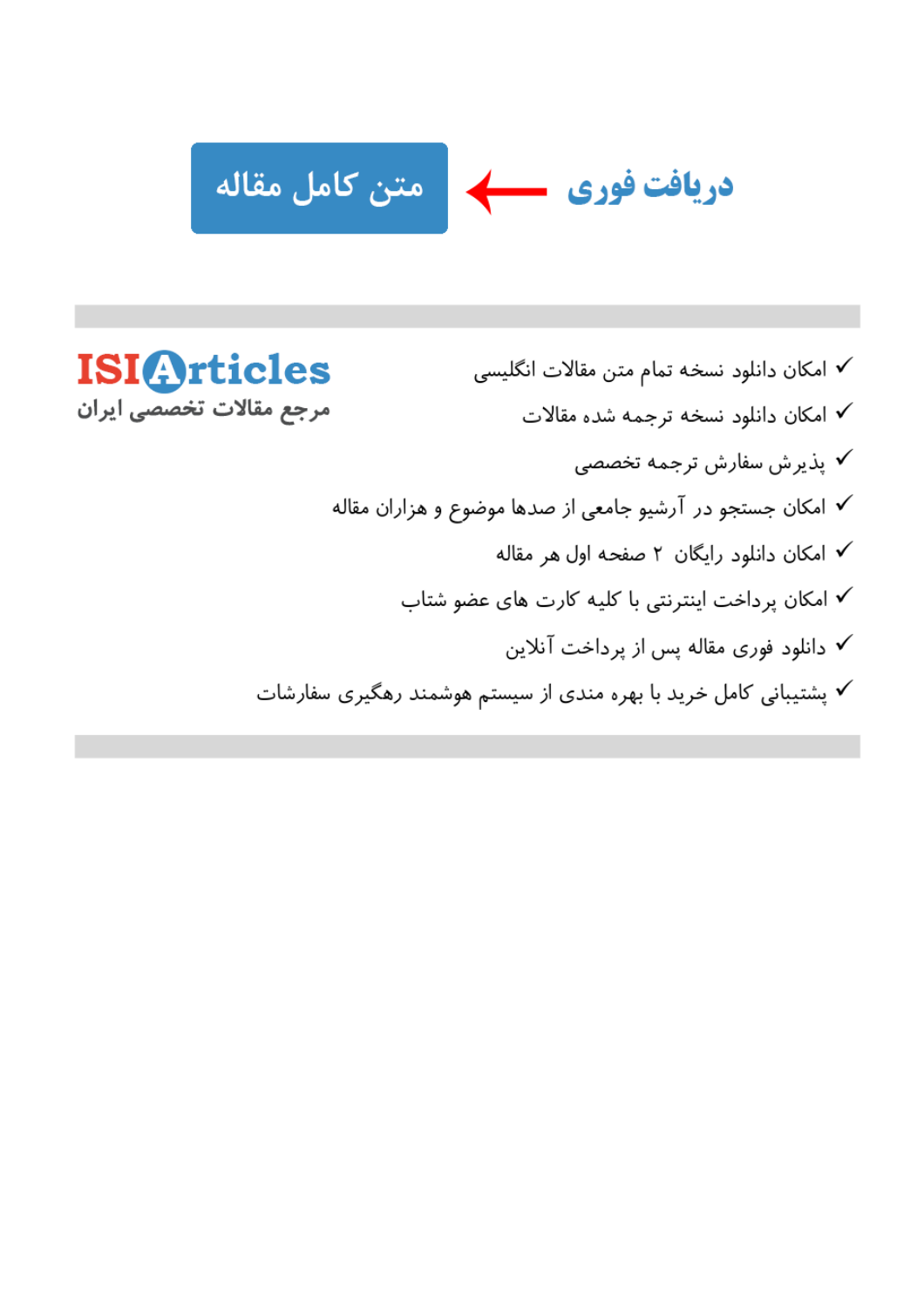دریافت فوری ← متن کامل مقاله

**ISIArticles**

مرجع مقالات تخصصی ایران

- ✓ امکان دانلود نسخه تمام متن مقالات انگلیسی
- ✓ امکان دانلود نسخه ترجمه شده مقالات
- ✓ پذیرش سفارش ترجمه تخصصی
- ✓ امکان جستجو در آرشیو جامعی از صدها موضوع و هزاران مقاله
- ✓ امکان دانلود رایگان ۲ صفحه اول هر مقاله
- ✓ امکان پرداخت اینترنتی با کلیه کارت های عضو شتاب
- ✓ دانلود فوری مقاله پس از پرداخت آنلاین
- ✓ پشتیبانی کامل خرید با بهره مندی از سیستم هوشمند رهگیری سفارشات